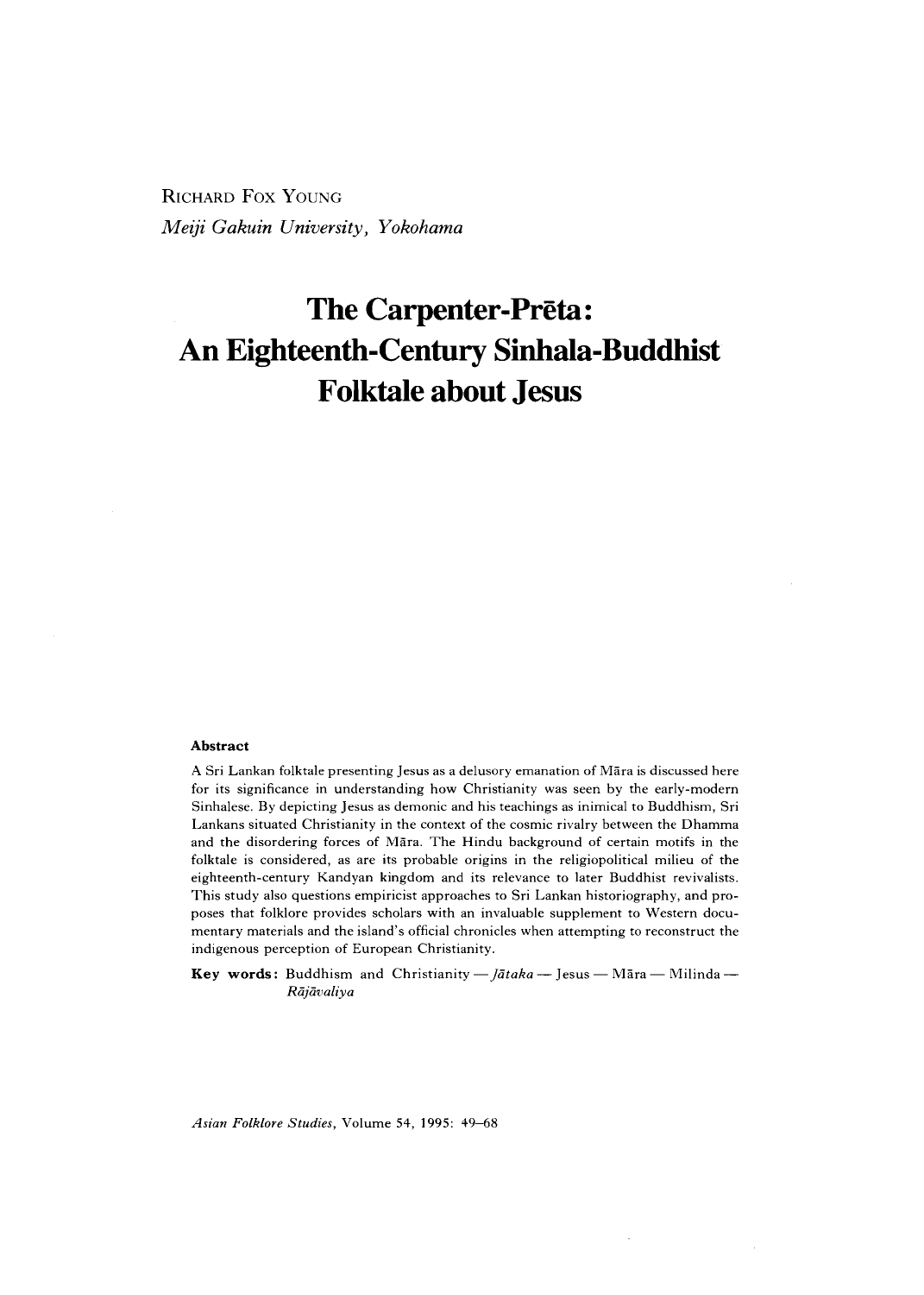RICHARD FOX YOUNG

*Meiji Gakuin University, Yokohama*

# The Carpenter-Prēta: An Eighteenth-Century Sinhala-Buddhist Folktale about Jesus

### Abstract

A Sri Lankan folktale presenting Jesus as a delusory emanation of Māra is discussed here for its significance in understanding how Christianity was seen by the early-modern Sinhalese. By depicting Jesus as demonic and his teachings as inimical to Buddhism, Sri Lankans situated Christianity in the context of the cosmic rivalry between the Dhamma and the disordering forces of Māra. The Hindu background of certain motifs in the folktale is considered, as are its probable origins in the religiopolitical milieu of the eighteenth-century Kandyan kingdom and its relevance to later Buddhist revivalists. This study also questions empiricist approaches to Sri Lankan historiography, and proposes that folklore provides scholars with an invaluable supplement to Western documentary materials and the island's official chronicles when attempting to reconstruct the indigenous perception of European Christianity.

**Key words:** Buddhism and Christianity — *Jātaka* — Jesus — Māra — Milinda — *Rājāvaliya*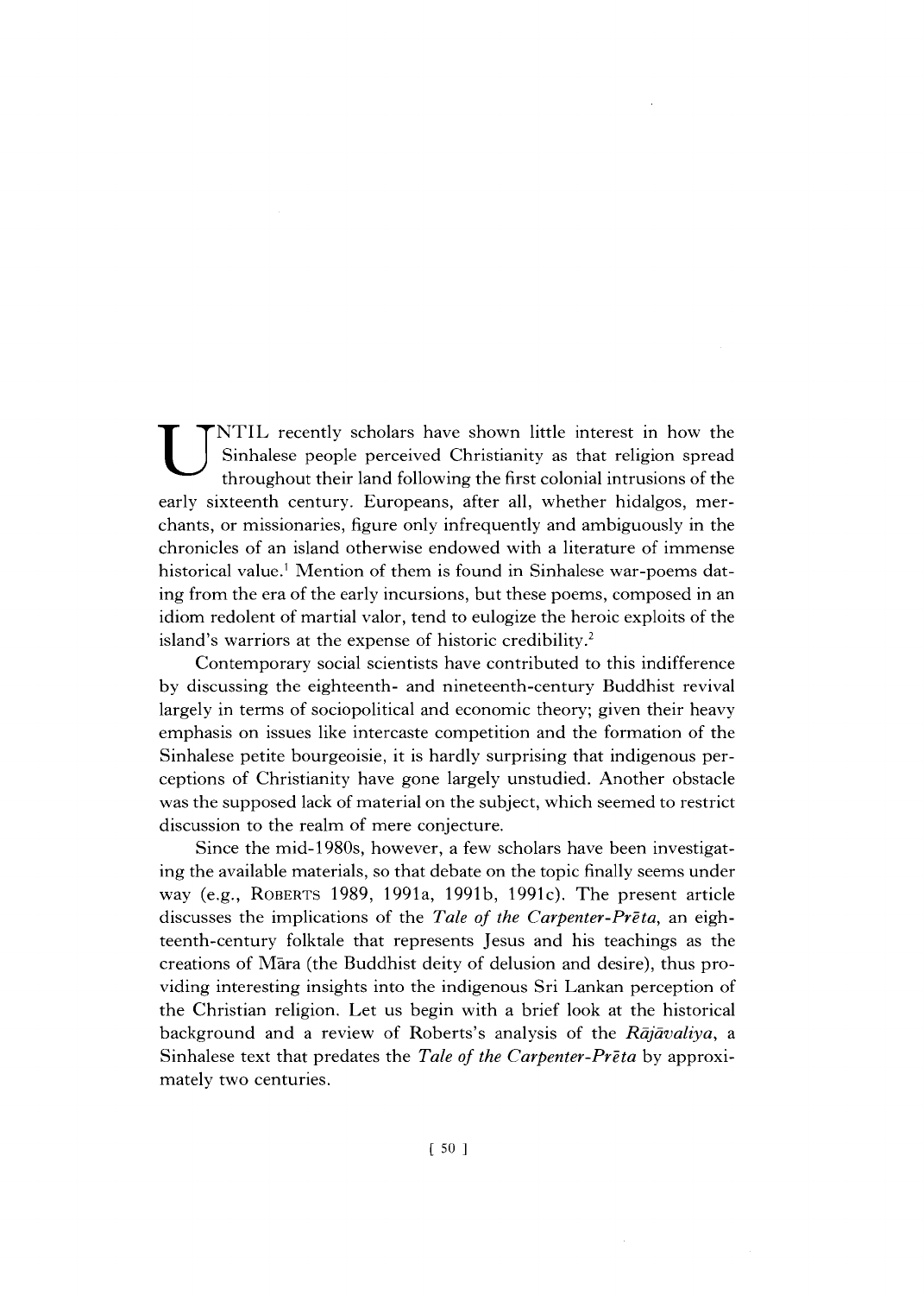UNTIL recently scholars have shown little interest in how the Sinhalese people perceived Christianity as that religion spread throughout their land following the first colonial intrusions of the early sixteenth century. Europeans, after all, whether hidalgos, merchants, or missionaries, figure only infrequently and ambiguously in the chronicles of an island otherwise endowed with a literature of immense historical value.[1] Mention of them is found in Sinhalese war-poems dating from the era of the early incursions, but these poems, composed in an idiom redolent of martial valor, tend to eulogize the heroic exploits of the island's warriors at the expense of historic credibility.[2]

Contemporary social scientists have contributed to this indifference by discussing the eighteenth- and nineteenth-century Buddhist revival largely in terms of sociopolitical and economic theory; given their heavy emphasis on issues like intercaste competition and the formation of the Sinhalese petite bourgeoisie, it is hardly surprising that indigenous perceptions of Christianity have gone largely unstudied. Another obstacle was the supposed lack of material on the subject, which seemed to restrict discussion to the realm of mere conjecture.

Since the mid-1980s, however, a few scholars have been investigating the available materials, so that debate on the topic finally seems under way (e.g., ROBERTS 1989, 1991a, 1991b, 1991c). The present article discusses the implications of the *Tale of the Carpenter-Prēta*, an eighteenth-century folktale that represents Jesus and his teachings as the creations of Māra (the Buddhist deity of delusion and desire), thus providing interesting insights into the indigenous Sri Lankan perception of the Christian religion. Let us begin with a brief look at the historical background and a review of Roberts's analysis of the *Rājāvaliya*, a Sinhalese text that predates the *Tale of the Carpenter-Prēta* by approximately two centuries.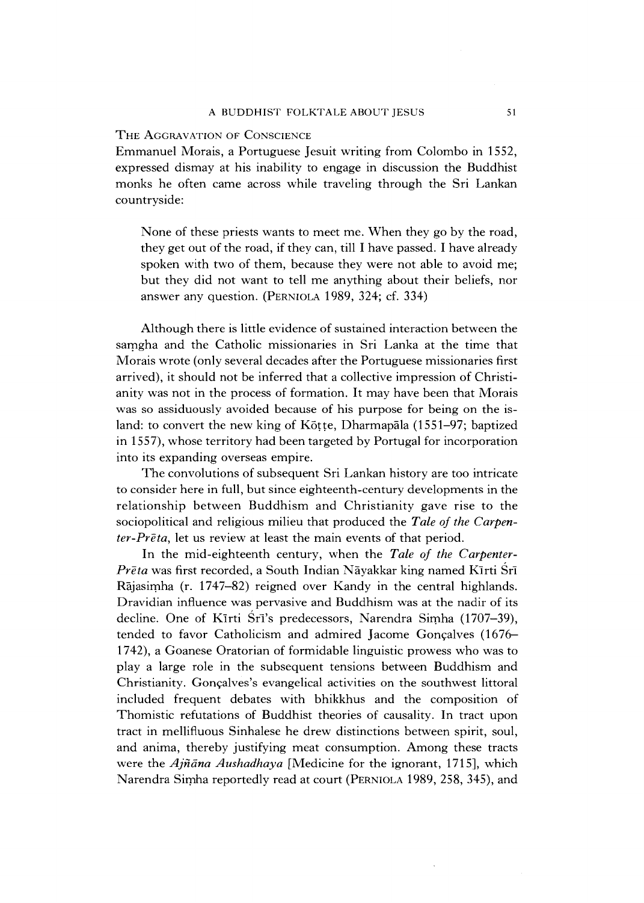## The Aggravation of Conscience

Emmanuel Morais, a Portuguese Jesuit writing from Colombo in 1552, expressed dismay at his inability to engage in discussion the Buddhist monks he often came across while traveling through the Sri Lankan countryside:

> None of these priests wants to meet me. When they go by the road, they get out of the road, if they can, till I have passed. I have already spoken with two of them, because they were not able to avoid me; but they did not want to tell me anything about their beliefs, nor answer any question. (Perniola 1989, 324; cf. 334)

Although there is little evidence of sustained interaction between the saṃgha and the Catholic missionaries in Sri Lanka at the time that Morais wrote (only several decades after the Portuguese missionaries first arrived), it should not be inferred that a collective impression of Christianity was not in the process of formation. It may have been that Morais was so assiduously avoided because of his purpose for being on the island: to convert the new king of Kōṭṭe, Dharmapāla (1551–97; baptized in 1557), whose territory had been targeted by Portugal for incorporation into its expanding overseas empire.

The convolutions of subsequent Sri Lankan history are too intricate to consider here in full, but since eighteenth-century developments in the relationship between Buddhism and Christianity gave rise to the sociopolitical and religious milieu that produced the *Tale of the Carpenter-Prēta*, let us review at least the main events of that period.

In the mid-eighteenth century, when the *Tale of the Carpenter-Prēta* was first recorded, a South Indian Nāyakkar king named Kīrti Śrī Rājasiṃha (r. 1747–82) reigned over Kandy in the central highlands. Dravidian influence was pervasive and Buddhism was at the nadir of its decline. One of Kīrti Śrī's predecessors, Narendra Siṃha (1707–39), tended to favor Catholicism and admired Jacome Gonçalves (1676–1742), a Goanese Oratorian of formidable linguistic prowess who was to play a large role in the subsequent tensions between Buddhism and Christianity. Gonçalves's evangelical activities on the southwest littoral included frequent debates with bhikkhus and the composition of Thomistic refutations of Buddhist theories of causality. In tract upon tract in mellifluous Sinhalese he drew distinctions between spirit, soul, and anima, thereby justifying meat consumption. Among these tracts were the *Ajñāna Aushadhaya* [Medicine for the ignorant, 1715], which Narendra Siṃha reportedly read at court (Perniola 1989, 258, 345), and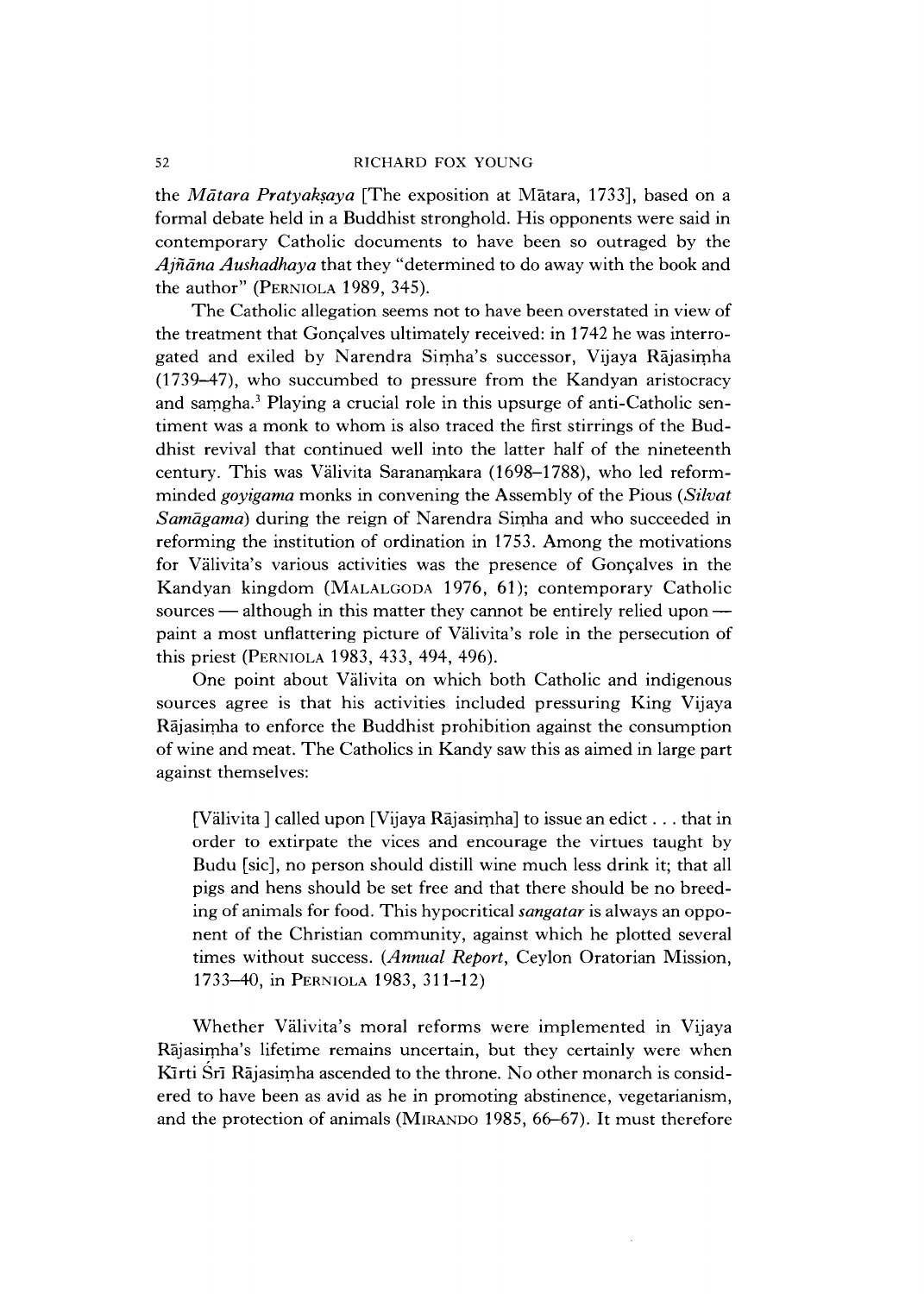the *Mātara Pratyakṣaya* [The exposition at Mātara, 1733], based on a formal debate held in a Buddhist stronghold. His opponents were said in contemporary Catholic documents to have been so outraged by the *Ajñāna Aushadhaya* that they "determined to do away with the book and the author" (PERNIOLA 1989, 345).

The Catholic allegation seems not to have been overstated in view of the treatment that Gonçalves ultimately received: in 1742 he was interrogated and exiled by Narendra Siṃha's successor, Vijaya Rājasiṃha (1739–47), who succumbed to pressure from the Kandyan aristocracy and saṃgha.[3] Playing a crucial role in this upsurge of anti-Catholic sentiment was a monk to whom is also traced the first stirrings of the Buddhist revival that continued well into the latter half of the nineteenth century. This was Välivita Saranaṃkara (1698–1788), who led reform-minded *goyigama* monks in convening the Assembly of the Pious (*Silvat Samāgama*) during the reign of Narendra Siṃha and who succeeded in reforming the institution of ordination in 1753. Among the motivations for Välivita's various activities was the presence of Gonçalves in the Kandyan kingdom (MALALGODA 1976, 61); contemporary Catholic sources — although in this matter they cannot be entirely relied upon — paint a most unflattering picture of Välivita's role in the persecution of this priest (PERNIOLA 1983, 433, 494, 496).

One point about Välivita on which both Catholic and indigenous sources agree is that his activities included pressuring King Vijaya Rājasiṃha to enforce the Buddhist prohibition against the consumption of wine and meat. The Catholics in Kandy saw this as aimed in large part against themselves:

> [Välivita ] called upon [Vijaya Rājasiṃha] to issue an edict . . . that in order to extirpate the vices and encourage the virtues taught by Budu [sic], no person should distill wine much less drink it; that all pigs and hens should be set free and that there should be no breeding of animals for food. This hypocritical *sangatar* is always an opponent of the Christian community, against which he plotted several times without success. (*Annual Report*, Ceylon Oratorian Mission, 1733–40, in PERNIOLA 1983, 311–12)

Whether Välivita's moral reforms were implemented in Vijaya Rājasiṃha's lifetime remains uncertain, but they certainly were when Kīrti Śrī Rājasiṃha ascended to the throne. No other monarch is considered to have been as avid as he in promoting abstinence, vegetarianism, and the protection of animals (MIRANDO 1985, 66–67). It must therefore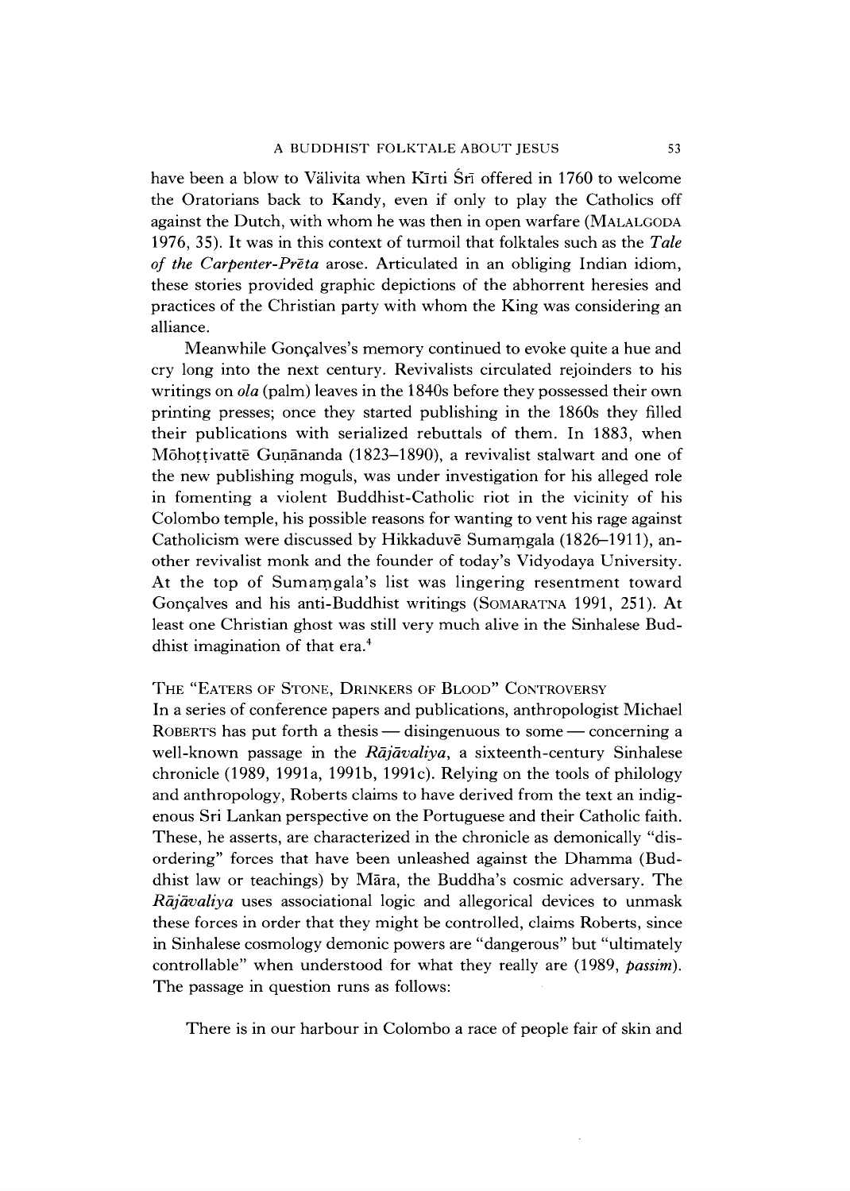have been a blow to Välivita when Kīrti Śrī offered in 1760 to welcome the Oratorians back to Kandy, even if only to play the Catholics off against the Dutch, with whom he was then in open warfare (MALALGODA 1976, 35). It was in this context of turmoil that folktales such as the *Tale of the Carpenter-Prēta* arose. Articulated in an obliging Indian idiom, these stories provided graphic depictions of the abhorrent heresies and practices of the Christian party with whom the King was considering an alliance.

Meanwhile Gonçalves's memory continued to evoke quite a hue and cry long into the next century. Revivalists circulated rejoinders to his writings on *ola* (palm) leaves in the 1840s before they possessed their own printing presses; once they started publishing in the 1860s they filled their publications with serialized rebuttals of them. In 1883, when Mōhoṭṭivattē Guṇānanda (1823–1890), a revivalist stalwart and one of the new publishing moguls, was under investigation for his alleged role in fomenting a violent Buddhist-Catholic riot in the vicinity of his Colombo temple, his possible reasons for wanting to vent his rage against Catholicism were discussed by Hikkaduvē Sumaṃgala (1826–1911), another revivalist monk and the founder of today's Vidyodaya University. At the top of Sumaṃgala's list was lingering resentment toward Gonçalves and his anti-Buddhist writings (SOMARATNA 1991, 251). At least one Christian ghost was still very much alive in the Sinhalese Buddhist imagination of that era.[4]

## THE "EATERS OF STONE, DRINKERS OF BLOOD" CONTROVERSY

In a series of conference papers and publications, anthropologist Michael ROBERTS has put forth a thesis — disingenuous to some — concerning a well-known passage in the *Rājāvaliya*, a sixteenth-century Sinhalese chronicle (1989, 1991a, 1991b, 1991c). Relying on the tools of philology and anthropology, Roberts claims to have derived from the text an indigenous Sri Lankan perspective on the Portuguese and their Catholic faith. These, he asserts, are characterized in the chronicle as demonically "disordering" forces that have been unleashed against the Dhamma (Buddhist law or teachings) by Māra, the Buddha's cosmic adversary. The *Rājāvaliya* uses associational logic and allegorical devices to unmask these forces in order that they might be controlled, claims Roberts, since in Sinhalese cosmology demonic powers are "dangerous" but "ultimately controllable" when understood for what they really are (1989, *passim*). The passage in question runs as follows:

> There is in our harbour in Colombo a race of people fair of skin and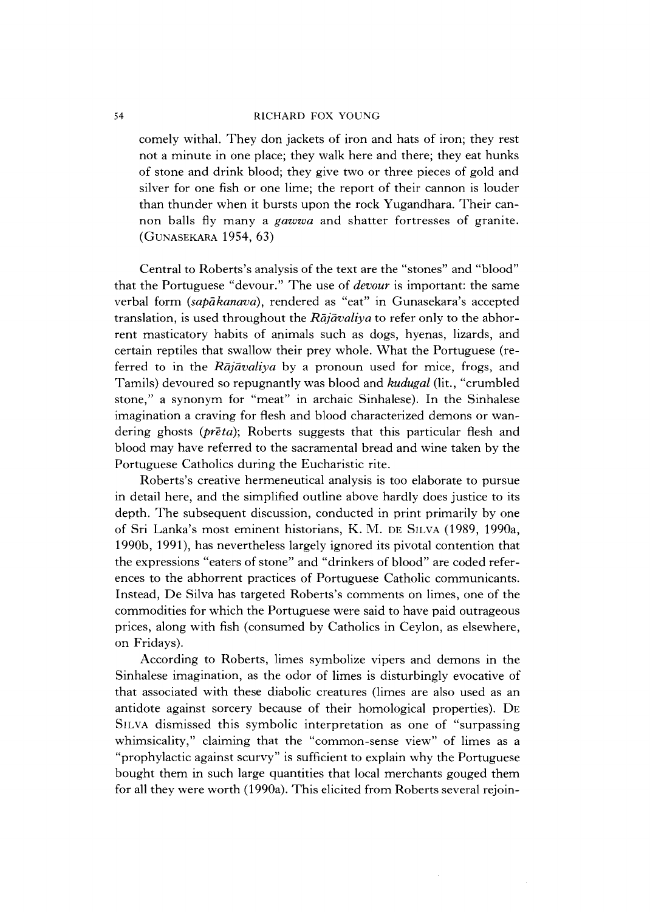comely withal. They don jackets of iron and hats of iron; they rest not a minute in one place; they walk here and there; they eat hunks of stone and drink blood; they give two or three pieces of gold and silver for one fish or one lime; the report of their cannon is louder than thunder when it bursts upon the rock Yugandhara. Their cannon balls fly many a *gawwa* and shatter fortresses of granite. (GUNASEKARA 1954, 63)

Central to Roberts's analysis of the text are the "stones" and "blood" that the Portuguese "devour." The use of *devour* is important: the same verbal form (*sapākanava*), rendered as "eat" in Gunasekara's accepted translation, is used throughout the *Rājāvaliya* to refer only to the abhorrent masticatory habits of animals such as dogs, hyenas, lizards, and certain reptiles that swallow their prey whole. What the Portuguese (referred to in the *Rājāvaliya* by a pronoun used for mice, frogs, and Tamils) devoured so repugnantly was blood and *kudugal* (lit., "crumbled stone," a synonym for "meat" in archaic Sinhalese). In the Sinhalese imagination a craving for flesh and blood characterized demons or wandering ghosts (*prēta*); Roberts suggests that this particular flesh and blood may have referred to the sacramental bread and wine taken by the Portuguese Catholics during the Eucharistic rite.

Roberts's creative hermeneutical analysis is too elaborate to pursue in detail here, and the simplified outline above hardly does justice to its depth. The subsequent discussion, conducted in print primarily by one of Sri Lanka's most eminent historians, K. M. DE SILVA (1989, 1990a, 1990b, 1991), has nevertheless largely ignored its pivotal contention that the expressions "eaters of stone" and "drinkers of blood" are coded references to the abhorrent practices of Portuguese Catholic communicants. Instead, De Silva has targeted Roberts's comments on limes, one of the commodities for which the Portuguese were said to have paid outrageous prices, along with fish (consumed by Catholics in Ceylon, as elsewhere, on Fridays).

According to Roberts, limes symbolize vipers and demons in the Sinhalese imagination, as the odor of limes is disturbingly evocative of that associated with these diabolic creatures (limes are also used as an antidote against sorcery because of their homological properties). DE SILVA dismissed this symbolic interpretation as one of "surpassing whimsicality," claiming that the "common-sense view" of limes as a "prophylactic against scurvy" is sufficient to explain why the Portuguese bought them in such large quantities that local merchants gouged them for all they were worth (1990a). This elicited from Roberts several rejoin-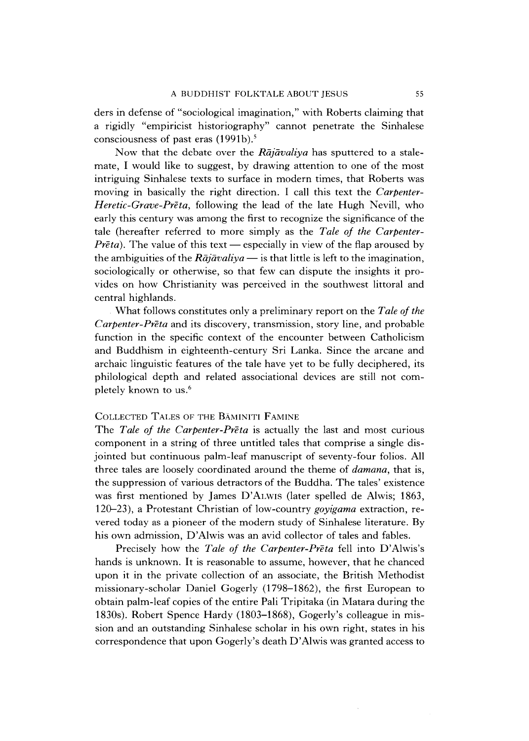ders in defense of "sociological imagination," with Roberts claiming that a rigidly "empiricist historiography" cannot penetrate the Sinhalese consciousness of past eras (1991b).[5]

Now that the debate over the *Rājāvaliya* has sputtered to a stalemate, I would like to suggest, by drawing attention to one of the most intriguing Sinhalese texts to surface in modern times, that Roberts was moving in basically the right direction. I call this text the *Carpenter-Heretic-Grave-Prēta*, following the lead of the late Hugh Nevill, who early this century was among the first to recognize the significance of the tale (hereafter referred to more simply as the *Tale of the Carpenter-Prēta*). The value of this text — especially in view of the flap aroused by the ambiguities of the *Rājāvaliya* — is that little is left to the imagination, sociologically or otherwise, so that few can dispute the insights it provides on how Christianity was perceived in the southwest littoral and central highlands.

What follows constitutes only a preliminary report on the *Tale of the Carpenter-Prēta* and its discovery, transmission, story line, and probable function in the specific context of the encounter between Catholicism and Buddhism in eighteenth-century Sri Lanka. Since the arcane and archaic linguistic features of the tale have yet to be fully deciphered, its philological depth and related associational devices are still not completely known to us.[6]

## Collected Tales of the Bāminiti Famine

The *Tale of the Carpenter-Prēta* is actually the last and most curious component in a string of three untitled tales that comprise a single disjointed but continuous palm-leaf manuscript of seventy-four folios. All three tales are loosely coordinated around the theme of *damana*, that is, the suppression of various detractors of the Buddha. The tales' existence was first mentioned by James D'Alwis (later spelled de Alwis; 1863, 120–23), a Protestant Christian of low-country *goyigama* extraction, revered today as a pioneer of the modern study of Sinhalese literature. By his own admission, D'Alwis was an avid collector of tales and fables.

Precisely how the *Tale of the Carpenter-Prēta* fell into D'Alwis's hands is unknown. It is reasonable to assume, however, that he chanced upon it in the private collection of an associate, the British Methodist missionary-scholar Daniel Gogerly (1798–1862), the first European to obtain palm-leaf copies of the entire Pali Tripitaka (in Matara during the 1830s). Robert Spence Hardy (1803–1868), Gogerly's colleague in mission and an outstanding Sinhalese scholar in his own right, states in his correspondence that upon Gogerly's death D'Alwis was granted access to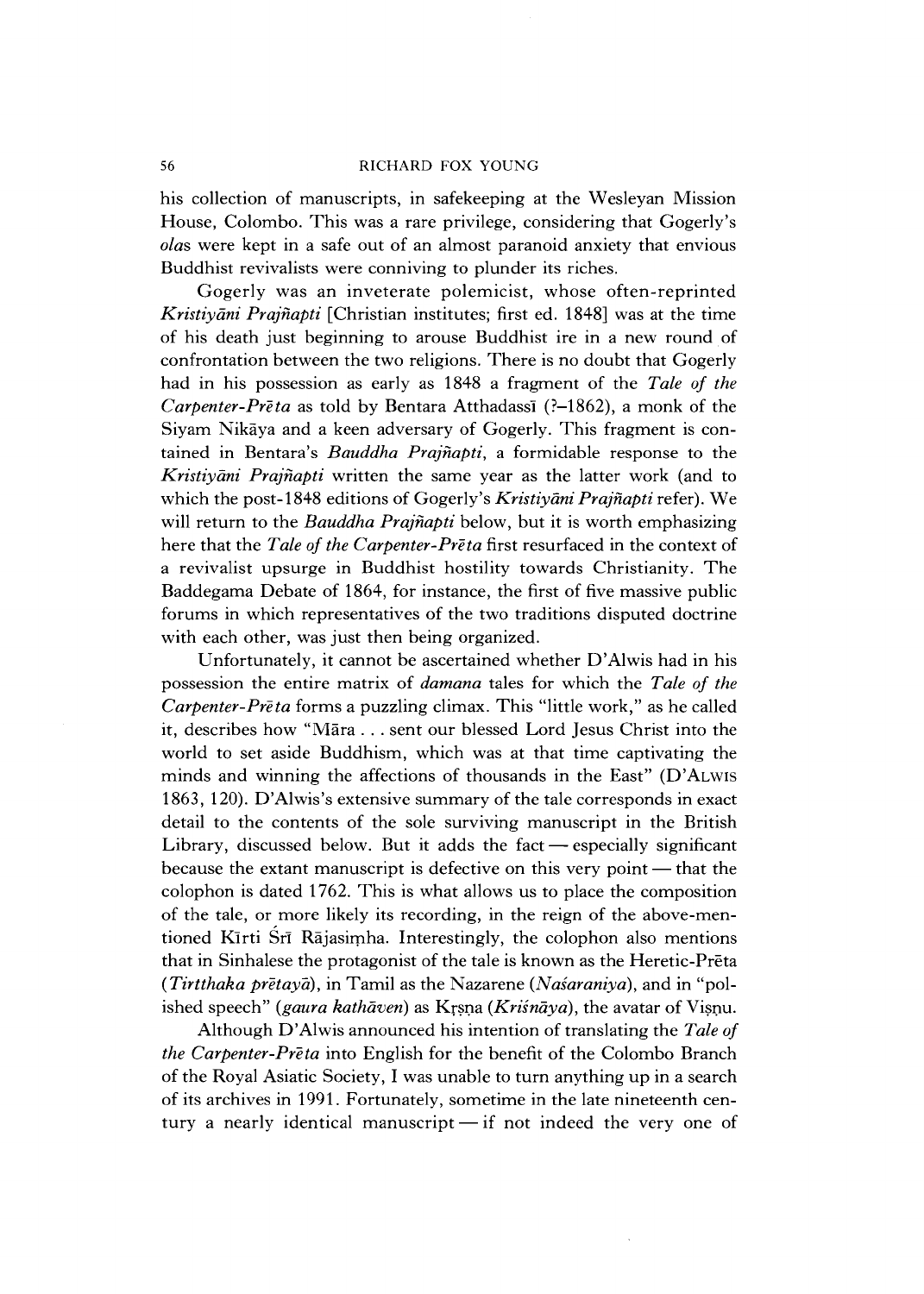his collection of manuscripts, in safekeeping at the Wesleyan Mission House, Colombo. This was a rare privilege, considering that Gogerly's *ola*s were kept in a safe out of an almost paranoid anxiety that envious Buddhist revivalists were conniving to plunder its riches.

Gogerly was an inveterate polemicist, whose often-reprinted *Kristiyāni Prajñapti* [Christian institutes; first ed. 1848] was at the time of his death just beginning to arouse Buddhist ire in a new round of confrontation between the two religions. There is no doubt that Gogerly had in his possession as early as 1848 a fragment of the *Tale of the Carpenter-Prēta* as told by Bentara Atthadassī (?–1862), a monk of the Siyam Nikāya and a keen adversary of Gogerly. This fragment is contained in Bentara's *Bauddha Prajñapti*, a formidable response to the *Kristiyāni Prajñapti* written the same year as the latter work (and to which the post-1848 editions of Gogerly's *Kristiyāni Prajñapti* refer). We will return to the *Bauddha Prajñapti* below, but it is worth emphasizing here that the *Tale of the Carpenter-Prēta* first resurfaced in the context of a revivalist upsurge in Buddhist hostility towards Christianity. The Baddegama Debate of 1864, for instance, the first of five massive public forums in which representatives of the two traditions disputed doctrine with each other, was just then being organized.

Unfortunately, it cannot be ascertained whether D'Alwis had in his possession the entire matrix of *damana* tales for which the *Tale of the Carpenter-Prēta* forms a puzzling climax. This "little work," as he called it, describes how "Māra . . . sent our blessed Lord Jesus Christ into the world to set aside Buddhism, which was at that time captivating the minds and winning the affections of thousands in the East" (D'ALWIS 1863, 120). D'Alwis's extensive summary of the tale corresponds in exact detail to the contents of the sole surviving manuscript in the British Library, discussed below. But it adds the fact — especially significant because the extant manuscript is defective on this very point — that the colophon is dated 1762. This is what allows us to place the composition of the tale, or more likely its recording, in the reign of the above-mentioned Kīrti Śrī Rājasiṃha. Interestingly, the colophon also mentions that in Sinhalese the protagonist of the tale is known as the Heretic-Prēta (*Tirtthaka prētayā*), in Tamil as the Nazarene (*Naśaraniya*), and in "polished speech" (*gaura kathāven*) as Kṛṣṇa (*Kriśnāya*), the avatar of Viṣṇu.

Although D'Alwis announced his intention of translating the *Tale of the Carpenter-Prēta* into English for the benefit of the Colombo Branch of the Royal Asiatic Society, I was unable to turn anything up in a search of its archives in 1991. Fortunately, sometime in the late nineteenth century a nearly identical manuscript — if not indeed the very one of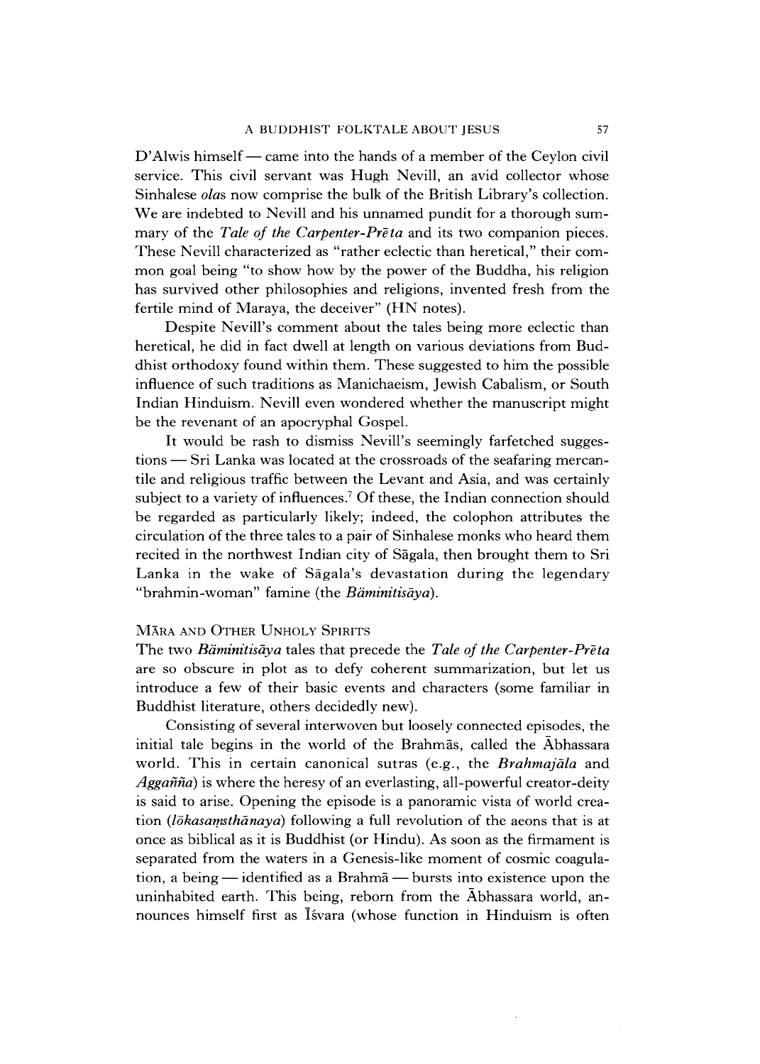D'Alwis himself — came into the hands of a member of the Ceylon civil service. This civil servant was Hugh Nevill, an avid collector whose Sinhalese *olas* now comprise the bulk of the British Library's collection. We are indebted to Nevill and his unnamed pundit for a thorough summary of the *Tale of the Carpenter-Prēta* and its two companion pieces. These Nevill characterized as "rather eclectic than heretical," their common goal being "to show how by the power of the Buddha, his religion has survived other philosophies and religions, invented fresh from the fertile mind of Maraya, the deceiver" (HN notes).

Despite Nevill's comment about the tales being more eclectic than heretical, he did in fact dwell at length on various deviations from Buddhist orthodoxy found within them. These suggested to him the possible influence of such traditions as Manichaeism, Jewish Cabalism, or South Indian Hinduism. Nevill even wondered whether the manuscript might be the revenant of an apocryphal Gospel.

It would be rash to dismiss Nevill's seemingly farfetched suggestions — Sri Lanka was located at the crossroads of the seafaring mercantile and religious traffic between the Levant and Asia, and was certainly subject to a variety of influences.[7] Of these, the Indian connection should be regarded as particularly likely; indeed, the colophon attributes the circulation of the three tales to a pair of Sinhalese monks who heard them recited in the northwest Indian city of Sāgala, then brought them to Sri Lanka in the wake of Sāgala's devastation during the legendary "brahmin-woman" famine (the *Bäminitisāya*).

### Māra and Other Unholy Spirits

The two *Bäminitisāya* tales that precede the *Tale of the Carpenter-Prēta* are so obscure in plot as to defy coherent summarization, but let us introduce a few of their basic events and characters (some familiar in Buddhist literature, others decidedly new).

Consisting of several interwoven but loosely connected episodes, the initial tale begins in the world of the Brahmās, called the Ābhassara world. This in certain canonical sutras (e.g., the ***Brahmajāla*** and ***Aggañña***) is where the heresy of an everlasting, all-powerful creator-deity is said to arise. Opening the episode is a panoramic vista of world creation (*lōkasaṃsthānaya*) following a full revolution of the aeons that is at once as biblical as it is Buddhist (or Hindu). As soon as the firmament is separated from the waters in a Genesis-like moment of cosmic coagulation, a being — identified as a Brahmā — bursts into existence upon the uninhabited earth. This being, reborn from the Ābhassara world, announces himself first as Īśvara (whose function in Hinduism is often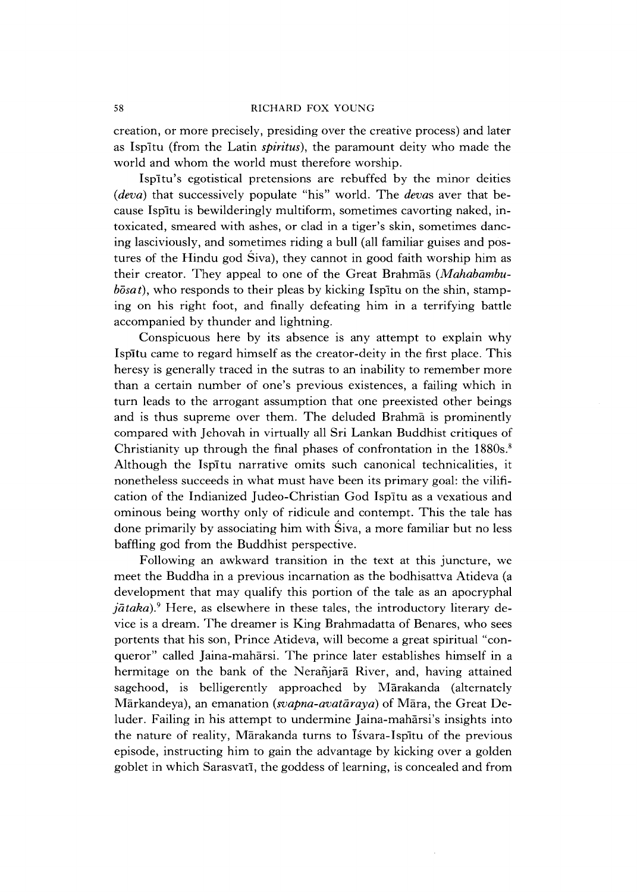creation, or more precisely, presiding over the creative process) and later as Ispītu (from the Latin *spiritus*), the paramount deity who made the world and whom the world must therefore worship.

Ispītu's egotistical pretensions are rebuffed by the minor deities (*deva*) that successively populate "his" world. The *deva*s aver that because Ispītu is bewilderingly multiform, sometimes cavorting naked, intoxicated, smeared with ashes, or clad in a tiger's skin, sometimes dancing lasciviously, and sometimes riding a bull (all familiar guises and postures of the Hindu god Śiva), they cannot in good faith worship him as their creator. They appeal to one of the Great Brahmās (*Mahabambubōsat*), who responds to their pleas by kicking Ispītu on the shin, stamping on his right foot, and finally defeating him in a terrifying battle accompanied by thunder and lightning.

Conspicuous here by its absence is any attempt to explain why Ispītu came to regard himself as the creator-deity in the first place. This heresy is generally traced in the sutras to an inability to remember more than a certain number of one's previous existences, a failing which in turn leads to the arrogant assumption that one preexisted other beings and is thus supreme over them. The deluded Brahmā is prominently compared with Jehovah in virtually all Sri Lankan Buddhist critiques of Christianity up through the final phases of confrontation in the 1880s.[8] Although the Ispītu narrative omits such canonical technicalities, it nonetheless succeeds in what must have been its primary goal: the vilification of the Indianized Judeo-Christian God Ispītu as a vexatious and ominous being worthy only of ridicule and contempt. This the tale has done primarily by associating him with Śiva, a more familiar but no less baffling god from the Buddhist perspective.

Following an awkward transition in the text at this juncture, we meet the Buddha in a previous incarnation as the bodhisattva Atideva (a development that may qualify this portion of the tale as an apocryphal *jātaka*).[9] Here, as elsewhere in these tales, the introductory literary device is a dream. The dreamer is King Brahmadatta of Benares, who sees portents that his son, Prince Atideva, will become a great spiritual "conqueror" called Jaina-mahārsi. The prince later establishes himself in a hermitage on the bank of the Nerañjarā River, and, having attained sagehood, is belligerently approached by Mārakanda (alternately Mārkandeya), an emanation (*svapna-avatāraya*) of Māra, the Great Deluder. Failing in his attempt to undermine Jaina-mahārsi's insights into the nature of reality, Mārakanda turns to Īśvara-Ispītu of the previous episode, instructing him to gain the advantage by kicking over a golden goblet in which Sarasvatī, the goddess of learning, is concealed and from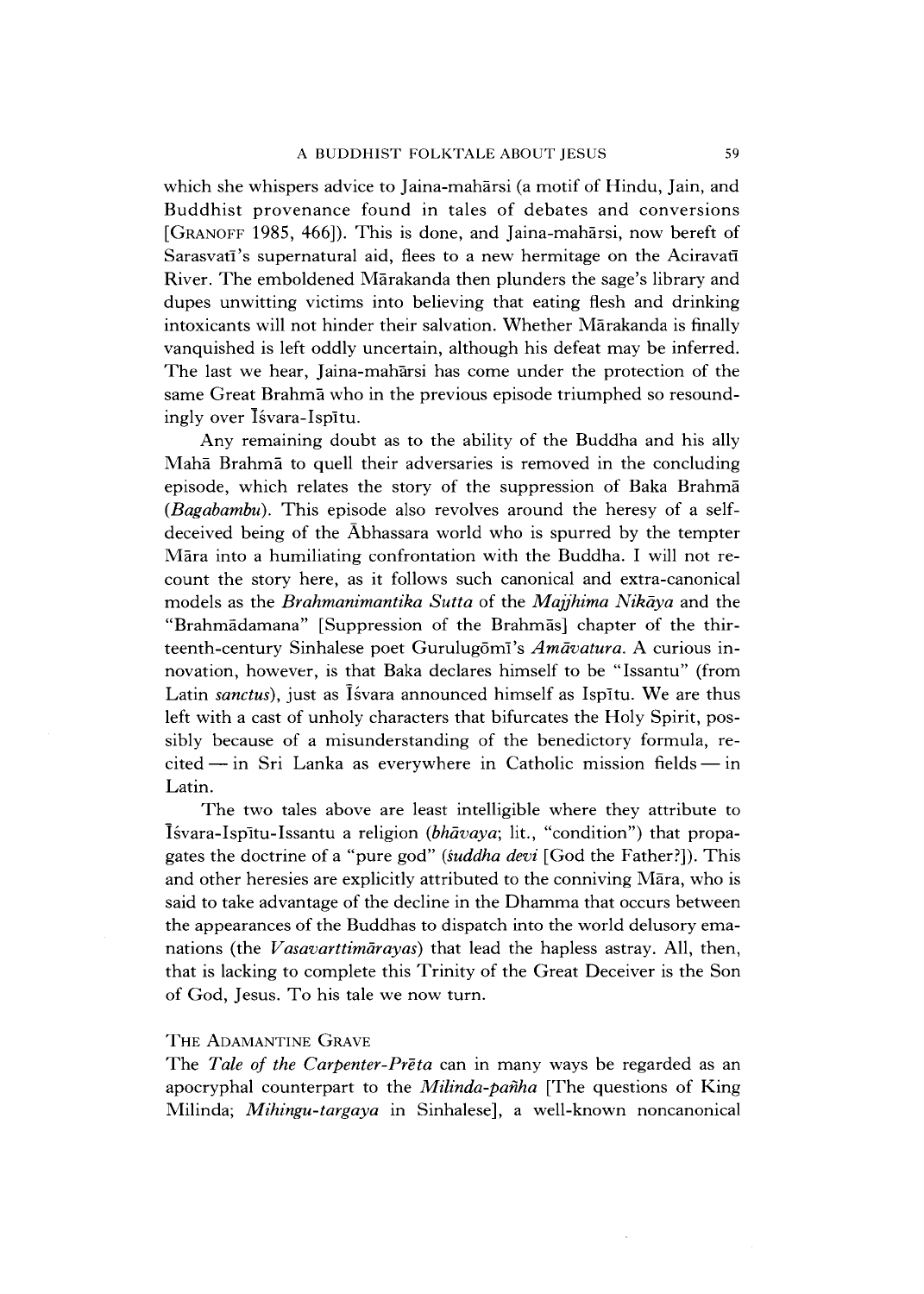which she whispers advice to Jaina-mahārsi (a motif of Hindu, Jain, and Buddhist provenance found in tales of debates and conversions [GRANOFF 1985, 466]). This is done, and Jaina-mahārsi, now bereft of Sarasvatī's supernatural aid, flees to a new hermitage on the Aciravatī River. The emboldened Mārakanda then plunders the sage's library and dupes unwitting victims into believing that eating flesh and drinking intoxicants will not hinder their salvation. Whether Mārakanda is finally vanquished is left oddly uncertain, although his defeat may be inferred. The last we hear, Jaina-mahārsi has come under the protection of the same Great Brahmā who in the previous episode triumphed so resoundingly over Īśvara-Ispītu.

Any remaining doubt as to the ability of the Buddha and his ally Mahā Brahmā to quell their adversaries is removed in the concluding episode, which relates the story of the suppression of Baka Brahmā (*Bagabambu*). This episode also revolves around the heresy of a self-deceived being of the Ābhassara world who is spurred by the tempter Māra into a humiliating confrontation with the Buddha. I will not recount the story here, as it follows such canonical and extra-canonical models as the *Brahmanimantika Sutta* of the *Majjhima Nikāya* and the "Brahmādamana" [Suppression of the Brahmās] chapter of the thirteenth-century Sinhalese poet Gurulugōmī's *Amāvatura*. A curious innovation, however, is that Baka declares himself to be "Issantu" (from Latin *sanctus*), just as Īśvara announced himself as Ispītu. We are thus left with a cast of unholy characters that bifurcates the Holy Spirit, possibly because of a misunderstanding of the benedictory formula, recited — in Sri Lanka as everywhere in Catholic mission fields — in Latin.

The two tales above are least intelligible where they attribute to Īśvara-Ispītu-Issantu a religion (*bhāvaya*; lit., "condition") that propagates the doctrine of a "pure god" (*śuddha devi* [God the Father?]). This and other heresies are explicitly attributed to the conniving Māra, who is said to take advantage of the decline in the Dhamma that occurs between the appearances of the Buddhas to dispatch into the world delusory emanations (the *Vasavarttimārayas*) that lead the hapless astray. All, then, that is lacking to complete this Trinity of the Great Deceiver is the Son of God, Jesus. To his tale we now turn.

## THE ADAMANTINE GRAVE

The *Tale of the Carpenter-Prēta* can in many ways be regarded as an apocryphal counterpart to the *Milinda-pañha* [The questions of King Milinda; *Mihingu-targaya* in Sinhalese], a well-known noncanonical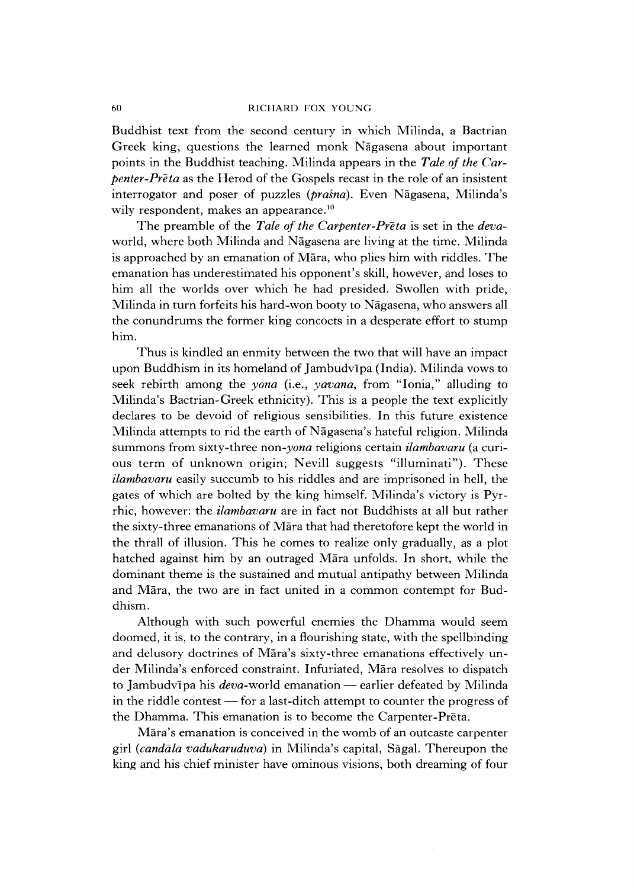Buddhist text from the second century in which Milinda, a Bactrian Greek king, questions the learned monk Nāgasena about important points in the Buddhist teaching. Milinda appears in the *Tale of the Carpenter-Prēta* as the Herod of the Gospels recast in the role of an insistent interrogator and poser of puzzles (*praśna*). Even Nāgasena, Milinda's wily respondent, makes an appearance.[10]

The preamble of the *Tale of the Carpenter-Prēta* is set in the *deva*-world, where both Milinda and Nāgasena are living at the time. Milinda is approached by an emanation of Māra, who plies him with riddles. The emanation has underestimated his opponent's skill, however, and loses to him all the worlds over which he had presided. Swollen with pride, Milinda in turn forfeits his hard-won booty to Nāgasena, who answers all the conundrums the former king concocts in a desperate effort to stump him.

Thus is kindled an enmity between the two that will have an impact upon Buddhism in its homeland of Jambudvīpa (India). Milinda vows to seek rebirth among the *yona* (i.e., *yavana*, from "Ionia," alluding to Milinda's Bactrian-Greek ethnicity). This is a people the text explicitly declares to be devoid of religious sensibilities. In this future existence Milinda attempts to rid the earth of Nāgasena's hateful religion. Milinda summons from sixty-three non-*yona* religions certain *ilambavaru* (a curious term of unknown origin; Nevill suggests "illuminati"). These *ilambavaru* easily succumb to his riddles and are imprisoned in hell, the gates of which are bolted by the king himself. Milinda's victory is Pyrrhic, however: the *ilambavaru* are in fact not Buddhists at all but rather the sixty-three emanations of Māra that had theretofore kept the world in the thrall of illusion. This he comes to realize only gradually, as a plot hatched against him by an outraged Māra unfolds. In short, while the dominant theme is the sustained and mutual antipathy between Milinda and Māra, the two are in fact united in a common contempt for Buddhism.

Although with such powerful enemies the Dhamma would seem doomed, it is, to the contrary, in a flourishing state, with the spellbinding and delusory doctrines of Māra's sixty-three emanations effectively under Milinda's enforced constraint. Infuriated, Māra resolves to dispatch to Jambudvīpa his *deva*-world emanation — earlier defeated by Milinda in the riddle contest — for a last-ditch attempt to counter the progress of the Dhamma. This emanation is to become the Carpenter-Prēta.

Māra's emanation is conceived in the womb of an outcaste carpenter girl (*candāla vadukaruduva*) in Milinda's capital, Sāgal. Thereupon the king and his chief minister have ominous visions, both dreaming of four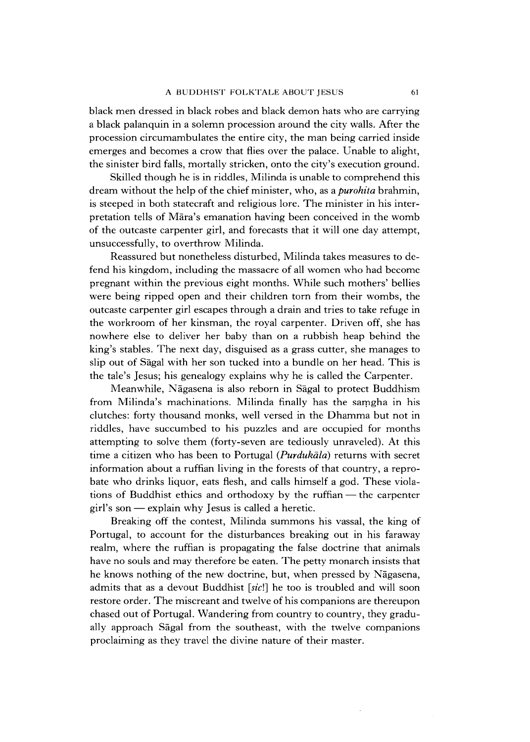black men dressed in black robes and black demon hats who are carrying a black palanquin in a solemn procession around the city walls. After the procession circumambulates the entire city, the man being carried inside emerges and becomes a crow that flies over the palace. Unable to alight, the sinister bird falls, mortally stricken, onto the city's execution ground.

Skilled though he is in riddles, Milinda is unable to comprehend this dream without the help of the chief minister, who, as a *purohita* brahmin, is steeped in both statecraft and religious lore. The minister in his interpretation tells of Māra's emanation having been conceived in the womb of the outcaste carpenter girl, and forecasts that it will one day attempt, unsuccessfully, to overthrow Milinda.

Reassured but nonetheless disturbed, Milinda takes measures to defend his kingdom, including the massacre of all women who had become pregnant within the previous eight months. While such mothers' bellies were being ripped open and their children torn from their wombs, the outcaste carpenter girl escapes through a drain and tries to take refuge in the workroom of her kinsman, the royal carpenter. Driven off, she has nowhere else to deliver her baby than on a rubbish heap behind the king's stables. The next day, disguised as a grass cutter, she manages to slip out of Sāgal with her son tucked into a bundle on her head. This is the tale's Jesus; his genealogy explains why he is called the Carpenter.

Meanwhile, Nāgasena is also reborn in Sāgal to protect Buddhism from Milinda's machinations. Milinda finally has the saṃgha in his clutches: forty thousand monks, well versed in the Dhamma but not in riddles, have succumbed to his puzzles and are occupied for months attempting to solve them (forty-seven are tediously unraveled). At this time a citizen who has been to Portugal (*Purdukāla*) returns with secret information about a ruffian living in the forests of that country, a reprobate who drinks liquor, eats flesh, and calls himself a god. These violations of Buddhist ethics and orthodoxy by the ruffian — the carpenter girl's son — explain why Jesus is called a heretic.

Breaking off the contest, Milinda summons his vassal, the king of Portugal, to account for the disturbances breaking out in his faraway realm, where the ruffian is propagating the false doctrine that animals have no souls and may therefore be eaten. The petty monarch insists that he knows nothing of the new doctrine, but, when pressed by Nāgasena, admits that as a devout Buddhist [*sic*!] he too is troubled and will soon restore order. The miscreant and twelve of his companions are thereupon chased out of Portugal. Wandering from country to country, they gradually approach Sāgal from the southeast, with the twelve companions proclaiming as they travel the divine nature of their master.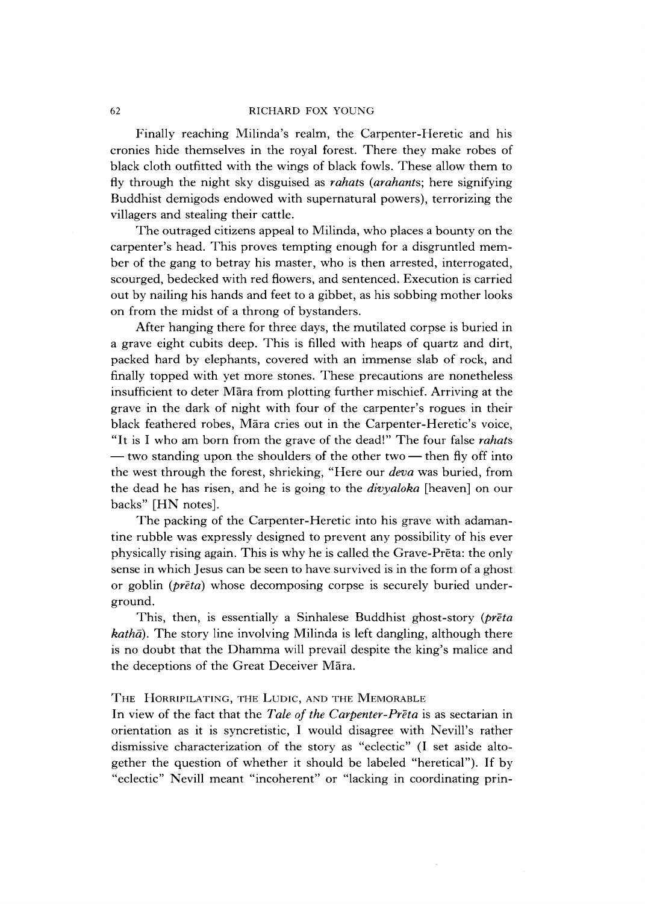Finally reaching Milinda's realm, the Carpenter-Heretic and his cronies hide themselves in the royal forest. There they make robes of black cloth outfitted with the wings of black fowls. These allow them to fly through the night sky disguised as *rahats* (*arahants*; here signifying Buddhist demigods endowed with supernatural powers), terrorizing the villagers and stealing their cattle.

The outraged citizens appeal to Milinda, who places a bounty on the carpenter's head. This proves tempting enough for a disgruntled member of the gang to betray his master, who is then arrested, interrogated, scourged, bedecked with red flowers, and sentenced. Execution is carried out by nailing his hands and feet to a gibbet, as his sobbing mother looks on from the midst of a throng of bystanders.

After hanging there for three days, the mutilated corpse is buried in a grave eight cubits deep. This is filled with heaps of quartz and dirt, packed hard by elephants, covered with an immense slab of rock, and finally topped with yet more stones. These precautions are nonetheless insufficient to deter Māra from plotting further mischief. Arriving at the grave in the dark of night with four of the carpenter's rogues in their black feathered robes, Māra cries out in the Carpenter-Heretic's voice, "It is I who am born from the grave of the dead!" The four false *rahats* — two standing upon the shoulders of the other two — then fly off into the west through the forest, shrieking, "Here our *deva* was buried, from the dead he has risen, and he is going to the *divyaloka* [heaven] on our backs" [HN notes].

The packing of the Carpenter-Heretic into his grave with adamantine rubble was expressly designed to prevent any possibility of his ever physically rising again. This is why he is called the Grave-Prēta: the only sense in which Jesus can be seen to have survived is in the form of a ghost or goblin (*prēta*) whose decomposing corpse is securely buried underground.

This, then, is essentially a Sinhalese Buddhist ghost-story (*prēta kathā*). The story line involving Milinda is left dangling, although there is no doubt that the Dhamma will prevail despite the king's malice and the deceptions of the Great Deceiver Māra.

## The Horripilating, the Ludic, and the Memorable

In view of the fact that the *Tale of the Carpenter-Prēta* is as sectarian in orientation as it is syncretistic, I would disagree with Nevill's rather dismissive characterization of the story as "eclectic" (I set aside altogether the question of whether it should be labeled "heretical"). If by "eclectic" Nevill meant "incoherent" or "lacking in coordinating prin-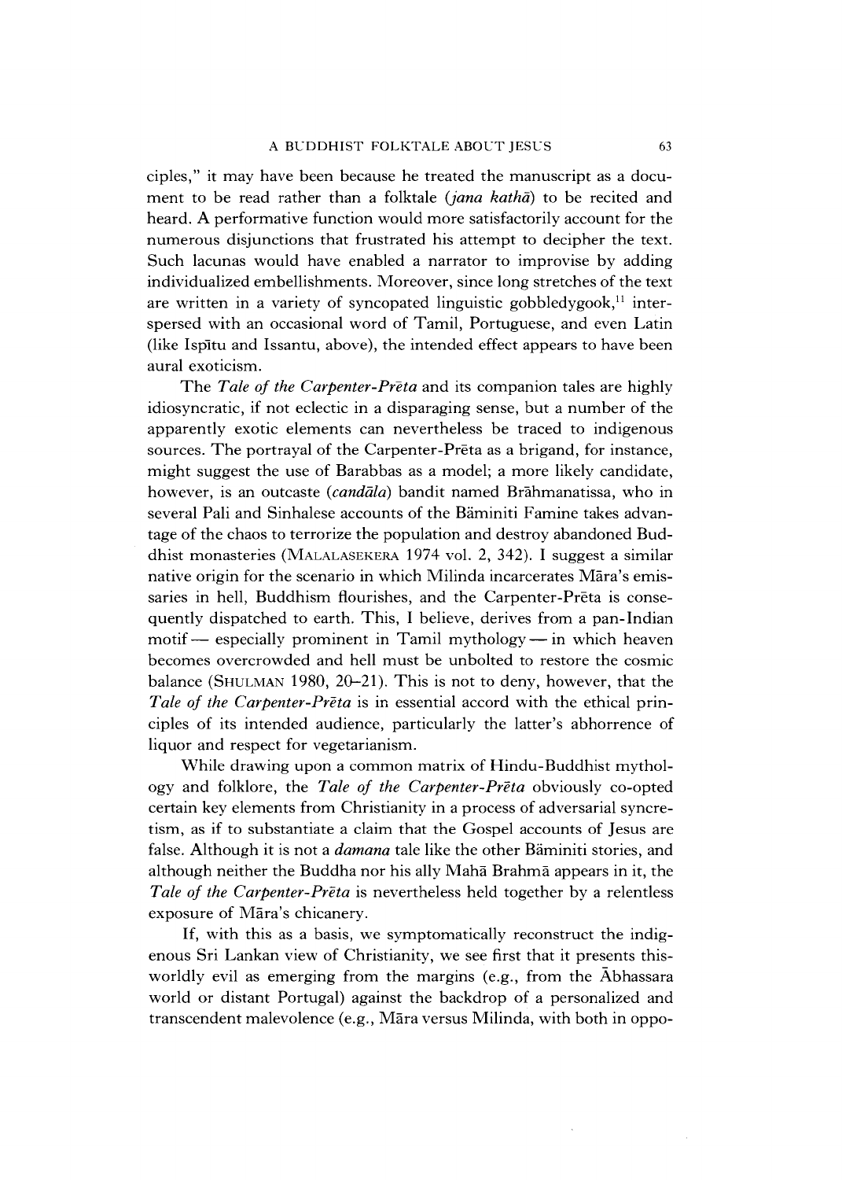ciples," it may have been because he treated the manuscript as a document to be read rather than a folktale (*jana kathā*) to be recited and heard. A performative function would more satisfactorily account for the numerous disjunctions that frustrated his attempt to decipher the text. Such lacunas would have enabled a narrator to improvise by adding individualized embellishments. Moreover, since long stretches of the text are written in a variety of syncopated linguistic gobbledygook,[11] interspersed with an occasional word of Tamil, Portuguese, and even Latin (like Ispītu and Issantu, above), the intended effect appears to have been aural exoticism.

The *Tale of the Carpenter-Prēta* and its companion tales are highly idiosyncratic, if not eclectic in a disparaging sense, but a number of the apparently exotic elements can nevertheless be traced to indigenous sources. The portrayal of the Carpenter-Prēta as a brigand, for instance, might suggest the use of Barabbas as a model; a more likely candidate, however, is an outcaste (*caṇḍāla*) bandit named Brāhmanatissa, who in several Pali and Sinhalese accounts of the Bäminiti Famine takes advantage of the chaos to terrorize the population and destroy abandoned Buddhist monasteries (MALALASEKERA 1974 vol. 2, 342). I suggest a similar native origin for the scenario in which Milinda incarcerates Māra's emissaries in hell, Buddhism flourishes, and the Carpenter-Prēta is consequently dispatched to earth. This, I believe, derives from a pan-Indian motif — especially prominent in Tamil mythology — in which heaven becomes overcrowded and hell must be unbolted to restore the cosmic balance (SHULMAN 1980, 20–21). This is not to deny, however, that the *Tale of the Carpenter-Prēta* is in essential accord with the ethical principles of its intended audience, particularly the latter's abhorrence of liquor and respect for vegetarianism.

While drawing upon a common matrix of Hindu-Buddhist mythology and folklore, the *Tale of the Carpenter-Prēta* obviously co-opted certain key elements from Christianity in a process of adversarial syncretism, as if to substantiate a claim that the Gospel accounts of Jesus are false. Although it is not a *damana* tale like the other Bäminiti stories, and although neither the Buddha nor his ally Mahā Brahmā appears in it, the *Tale of the Carpenter-Prēta* is nevertheless held together by a relentless exposure of Māra's chicanery.

If, with this as a basis, we symptomatically reconstruct the indigenous Sri Lankan view of Christianity, we see first that it presents this-worldly evil as emerging from the margins (e.g., from the Ābhassara world or distant Portugal) against the backdrop of a personalized and transcendent malevolence (e.g., Māra versus Milinda, with both in oppo-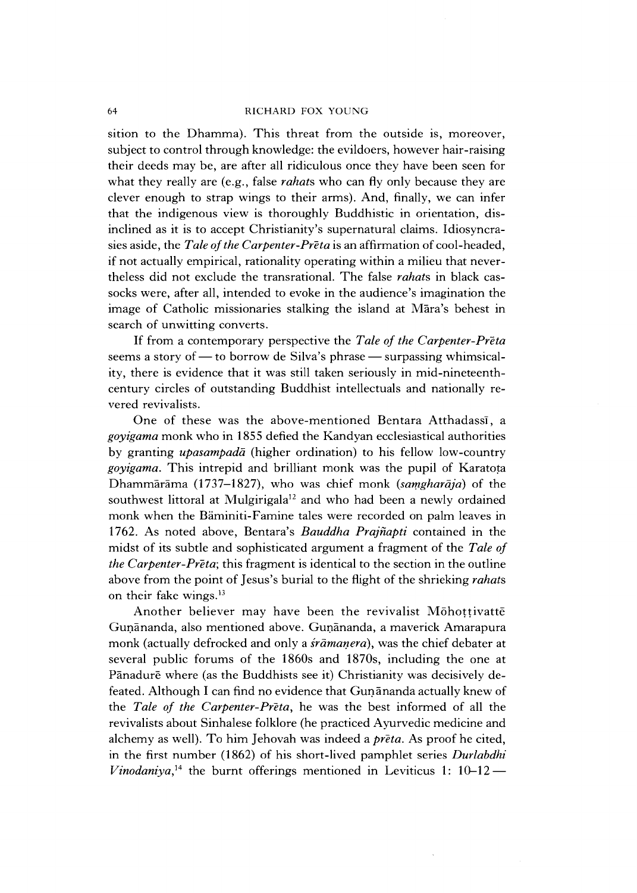sition to the Dhamma). This threat from the outside is, moreover, subject to control through knowledge: the evildoers, however hair-raising their deeds may be, are after all ridiculous once they have been seen for what they really are (e.g., false *rahat*s who can fly only because they are clever enough to strap wings to their arms). And, finally, we can infer that the indigenous view is thoroughly Buddhistic in orientation, disinclined as it is to accept Christianity's supernatural claims. Idiosyncrasies aside, the *Tale of the Carpenter-Prēta* is an affirmation of cool-headed, if not actually empirical, rationality operating within a milieu that nevertheless did not exclude the transrational. The false *rahat*s in black cassocks were, after all, intended to evoke in the audience's imagination the image of Catholic missionaries stalking the island at Māra's behest in search of unwitting converts.

If from a contemporary perspective the *Tale of the Carpenter-Prēta* seems a story of — to borrow de Silva's phrase — surpassing whimsicality, there is evidence that it was still taken seriously in mid-nineteenth-century circles of outstanding Buddhist intellectuals and nationally revered revivalists.

One of these was the above-mentioned Bentara Atthadassī, a *goyigama* monk who in 1855 defied the Kandyan ecclesiastical authorities by granting *upasampadā* (higher ordination) to his fellow low-country *goyigama*. This intrepid and brilliant monk was the pupil of Karatoṭa Dhammārāma (1737–1827), who was chief monk (*saṃgharāja*) of the southwest littoral at Mulgirigala[12] and who had been a newly ordained monk when the Bäminiti-Famine tales were recorded on palm leaves in 1762. As noted above, Bentara's *Bauddha Prajñapti* contained in the midst of its subtle and sophisticated argument a fragment of the *Tale of the Carpenter-Prēta*; this fragment is identical to the section in the outline above from the point of Jesus's burial to the flight of the shrieking *rahat*s on their fake wings.[13]

Another believer may have been the revivalist Mōhoṭṭivattē Guṇānanda, also mentioned above. Guṇānanda, a maverick Amarapura monk (actually defrocked and only a *śrāmaṇera*), was the chief debater at several public forums of the 1860s and 1870s, including the one at Pānadurē where (as the Buddhists see it) Christianity was decisively defeated. Although I can find no evidence that Guṇānanda actually knew of the *Tale of the Carpenter-Prēta*, he was the best informed of all the revivalists about Sinhalese folklore (he practiced Ayurvedic medicine and alchemy as well). To him Jehovah was indeed a *prēta*. As proof he cited, in the first number (1862) of his short-lived pamphlet series *Durlabdhi Vinodaniya*,[14] the burnt offerings mentioned in Leviticus 1: 10–12 —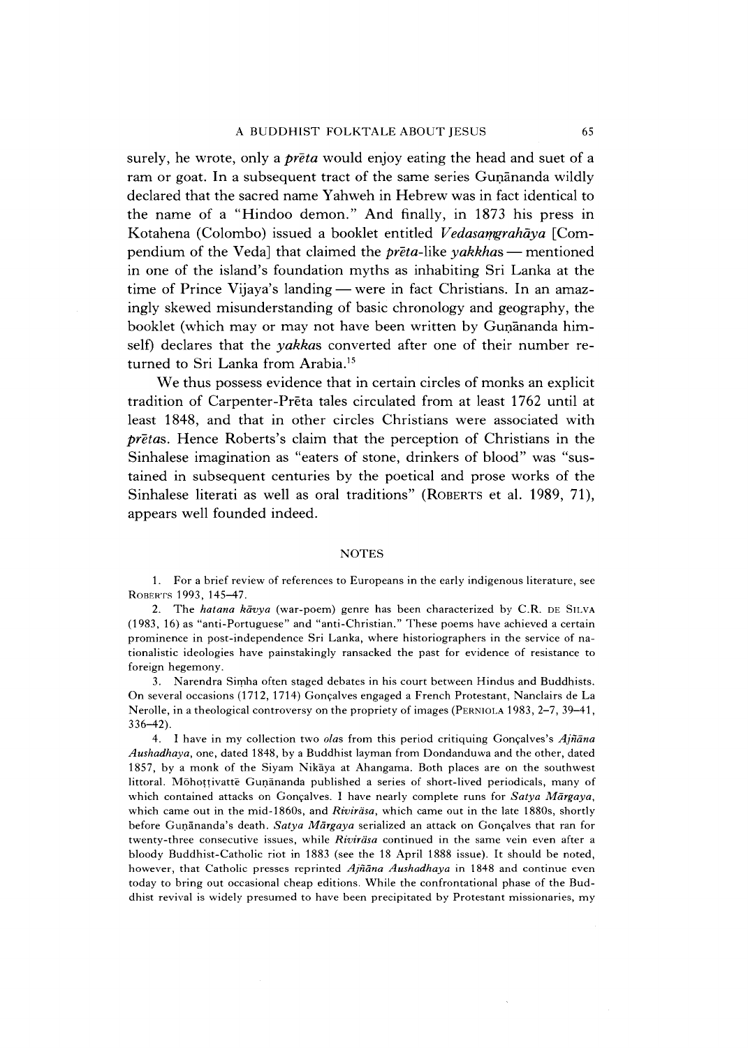surely, he wrote, only a *prēta* would enjoy eating the head and suet of a ram or goat. In a subsequent tract of the same series Guṇānanda wildly declared that the sacred name Yahweh in Hebrew was in fact identical to the name of a "Hindoo demon." And finally, in 1873 his press in Kotahena (Colombo) issued a booklet entitled *Vedasaṃgrahāya* [Compendium of the Veda] that claimed the *prēta*-like *yakkhas* — mentioned in one of the island's foundation myths as inhabiting Sri Lanka at the time of Prince Vijaya's landing — were in fact Christians. In an amazingly skewed misunderstanding of basic chronology and geography, the booklet (which may or may not have been written by Guṇānanda himself) declares that the *yakkas* converted after one of their number returned to Sri Lanka from Arabia.[15]

We thus possess evidence that in certain circles of monks an explicit tradition of Carpenter-Prēta tales circulated from at least 1762 until at least 1848, and that in other circles Christians were associated with *prētas*. Hence Roberts's claim that the perception of Christians in the Sinhalese imagination as "eaters of stone, drinkers of blood" was "sustained in subsequent centuries by the poetical and prose works of the Sinhalese literati as well as oral traditions" (ROBERTS et al. 1989, 71), appears well founded indeed.

## NOTES

1. For a brief review of references to Europeans in the early indigenous literature, see ROBERTS 1993, 145–47.

2. The *hatana kāvya* (war-poem) genre has been characterized by C.R. DE SILVA (1983, 16) as "anti-Portuguese" and "anti-Christian." These poems have achieved a certain prominence in post-independence Sri Lanka, where historiographers in the service of nationalistic ideologies have painstakingly ransacked the past for evidence of resistance to foreign hegemony.

3. Narendra Siṃha often staged debates in his court between Hindus and Buddhists. On several occasions (1712, 1714) Gonçalves engaged a French Protestant, Nanclairs de La Nerolle, in a theological controversy on the propriety of images (PERNIOLA 1983, 2–7, 39–41, 336–42).

4. I have in my collection two *olas* from this period critiquing Gonçalves's *Ajñāna Aushadhaya*, one, dated 1848, by a Buddhist layman from Dondanduwa and the other, dated 1857, by a monk of the Siyam Nikāya at Ahangama. Both places are on the southwest littoral. Mōhoṭṭivattē Guṇānanda published a series of short-lived periodicals, many of which contained attacks on Gonçalves. I have nearly complete runs for *Satya Mārgaya*, which came out in the mid-1860s, and *Riviräsa*, which came out in the late 1880s, shortly before Guṇānanda's death. *Satya Mārgaya* serialized an attack on Gonçalves that ran for twenty-three consecutive issues, while *Riviräsa* continued in the same vein even after a bloody Buddhist-Catholic riot in 1883 (see the 18 April 1888 issue). It should be noted, however, that Catholic presses reprinted *Ajñāna Aushadhaya* in 1848 and continue even today to bring out occasional cheap editions. While the confrontational phase of the Buddhist revival is widely presumed to have been precipitated by Protestant missionaries, my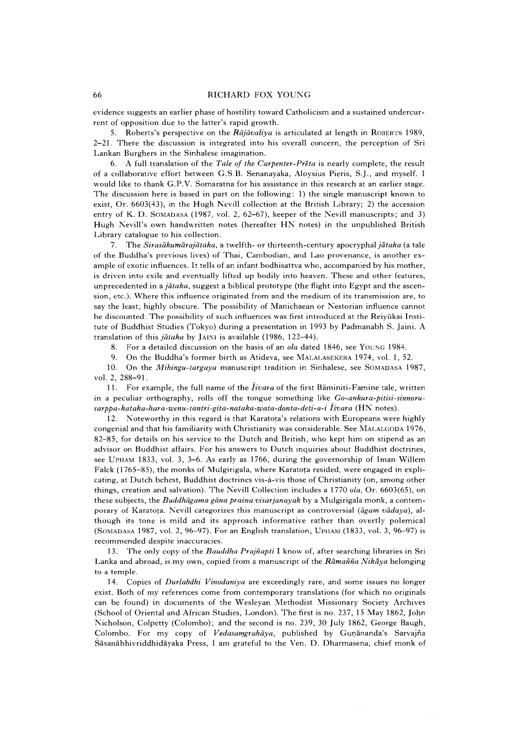evidence suggests an earlier phase of hostility toward Catholicism and a sustained undercurrent of opposition due to the latter's rapid growth.

5. Roberts's perspective on the *Rājāvaliya* is articulated at length in ROBERTS 1989, 2–21. There the discussion is integrated into his overall concern, the perception of Sri Lankan Burghers in the Sinhalese imagination.

6. A full translation of the *Tale of the Carpenter-Prēta* is nearly complete, the result of a collaborative effort between G.S.B. Senanayaka, Aloysius Pieris, S.J., and myself. I would like to thank G.P.V. Somaratna for his assistance in this research at an earlier stage. The discussion here is based in part on the following: 1) the single manuscript known to exist, Or. 6603(43), in the Hugh Nevill collection at the British Library; 2) the accession entry of K. D. SOMADASA (1987, vol. 2, 62–67), keeper of the Nevill manuscripts; and 3) Hugh Nevill's own handwritten notes (hereafter HN notes) in the unpublished British Library catalogue to his collection.

7. The *Sirasākumārajātaka*, a twelfth- or thirteenth-century apocryphal *jātaka* (a tale of the Buddha's previous lives) of Thai, Cambodian, and Lao provenance, is another example of exotic influences. It tells of an infant bodhisattva who, accompanied by his mother, is driven into exile and eventually lifted up bodily into heaven. These and other features, unprecedented in a *jātaka*, suggest a biblical prototype (the flight into Egypt and the ascension, etc.). Where this influence originated from and the medium of its transmission are, to say the least, highly obscure. The possibility of Manichaean or Nestorian influence cannot be discounted. The possibility of such influences was first introduced at the Reiyūkai Institute of Buddhist Studies (Tokyo) during a presentation in 1993 by Padmanabh S. Jaini. A translation of this *jātaka* by JAINI is available (1986, 122–44).

8. For a detailed discussion on the basis of an *ola* dated 1846, see YOUNG 1984.

9. On the Buddha's former birth as Atideva, see MALALASEKERA 1974, vol. 1, 52.

10. On the *Mihingu-targaya* manuscript tradition in Sinhalese, see SOMADASA 1987, vol. 2, 288–91.

11. For example, the full name of the *Īśvara* of the first Bäminiti-Famine tale, written in a peculiar orthography, rolls off the tongue something like *Go-ankura-pitisi-sinnoru-sarppa-kataka-hara-wenu-tantri-gita-nataka-wata-donta-deti-a-i Īśvara* (HN notes).

12. Noteworthy in this regard is that Karatoṭa's relations with Europeans were highly congenial and that his familiarity with Christianity was considerable. See MALALGODA 1976, 82–85, for details on his service to the Dutch and British, who kept him on stipend as an advisor on Buddhist affairs. For his answers to Dutch inquiries about Buddhist doctrines, see UPHAM 1833, vol. 3, 3–6. As early as 1766, during the governorship of Iman Willem Falck (1765–85), the monks of Mulgirigala, where Karatoṭa resided, were engaged in explicating, at Dutch behest, Buddhist doctrines vis-à-vis those of Christianity (on, among other things, creation and salvation). The Nevill Collection includes a 1770 *ola*, Or. 6603(65), on these subjects, the *Buddhāgama gäna praśna visarjanayak* by a Mulgirigala monk, a contemporary of Karatoṭa. Nevill categorizes this manuscript as controversial (*āgam vādaya*), although its tone is mild and its approach informative rather than overtly polemical (SOMADASA 1987, vol. 2, 96–97). For an English translation, UPHAM (1833, vol. 3, 96–97) is recommended despite inaccuracies.

13. The only copy of the *Bauddha Prajñapti* I know of, after searching libraries in Sri Lanka and abroad, is my own, copied from a manuscript of the *Rāmañña Nikāya* belonging to a temple.

14. Copies of *Durlabdhi Vinodaniya* are exceedingly rare, and some issues no longer exist. Both of my references come from contemporary translations (for which no originals can be found) in documents of the Wesleyan Methodist Missionary Society Archives (School of Oriental and African Studies, London). The first is no. 237, 15 May 1862, John Nicholson, Colpetty (Colombo); and the second is no. 239, 30 July 1862, George Baugh, Colombo. For my copy of *Vedasaṃgrahāya*, published by Guṇānanda's Sarvajña Śāsanābhivriddhidāyaka Press, I am grateful to the Ven. D. Dharmasena, chief monk of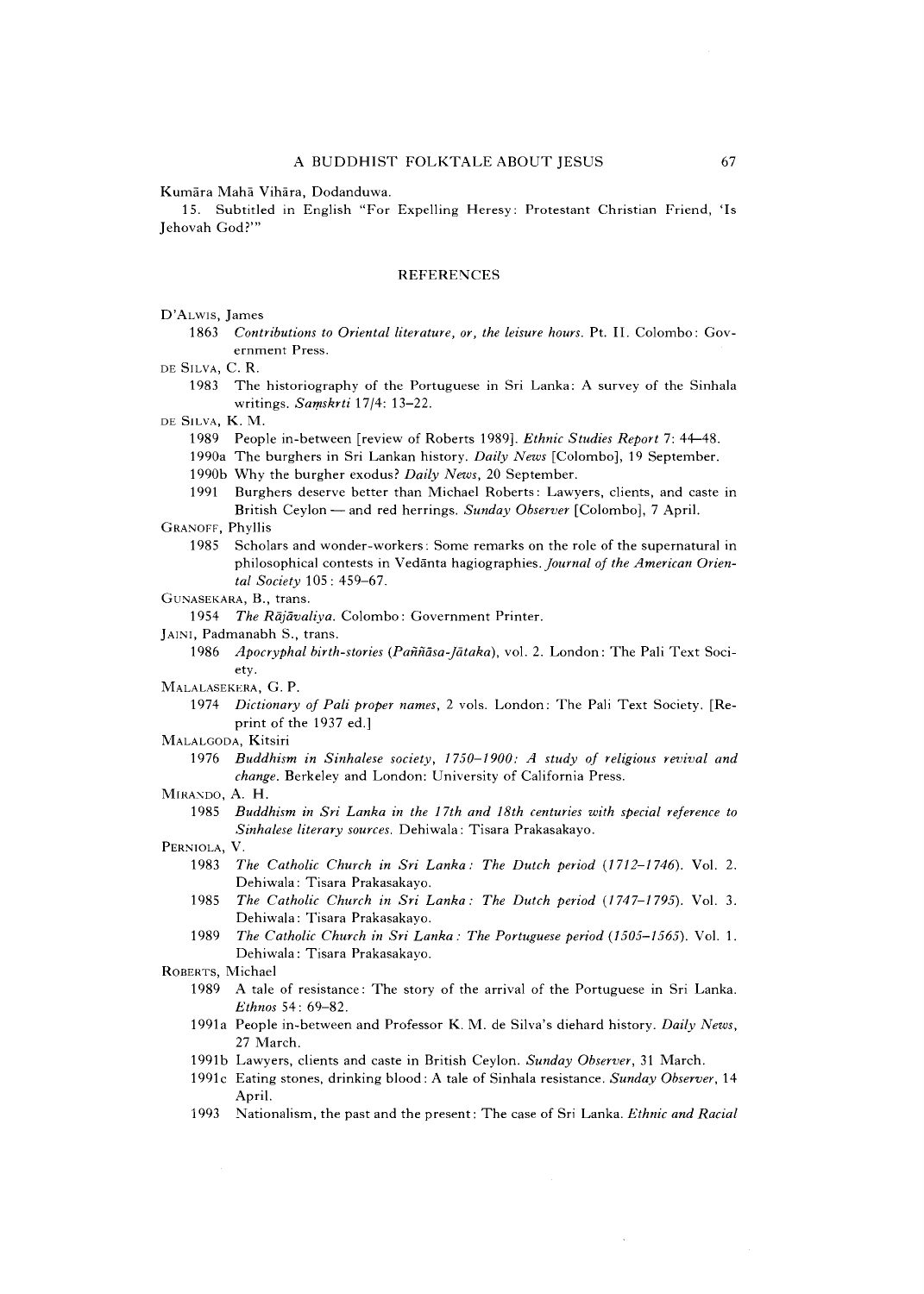Kumāra Mahā Vihāra, Dodanduwa.

15. Subtitled in English "For Expelling Heresy: Protestant Christian Friend, 'Is Jehovah God?'"

## REFERENCES

D'ALWIS, James

1863 *Contributions to Oriental literature, or, the leisure hours*. Pt. II. Colombo: Government Press.

DE SILVA, C. R.

1983 The historiography of the Portuguese in Sri Lanka: A survey of the Sinhala writings. *Saṃskṛti* 17/4: 13–22.

DE SILVA, K. M.

1989 People in-between [review of Roberts 1989]. *Ethnic Studies Report* 7: 44–48.

1990a The burghers in Sri Lankan history. *Daily News* [Colombo], 19 September.

1990b Why the burgher exodus? *Daily News*, 20 September.

1991 Burghers deserve better than Michael Roberts: Lawyers, clients, and caste in British Ceylon — and red herrings. *Sunday Observer* [Colombo], 7 April.

GRANOFF, Phyllis

1985 Scholars and wonder-workers: Some remarks on the role of the supernatural in philosophical contests in Vedānta hagiographies. *Journal of the American Oriental Society* 105: 459–67.

GUNASEKARA, B., trans.

1954 *The Rājāvaliya*. Colombo: Government Printer.

JAINI, Padmanabh S., trans.

1986 *Apocryphal birth-stories (Paññāsa-Jātaka)*, vol. 2. London: The Pali Text Society.

MALALASEKERA, G. P.

1974 *Dictionary of Pali proper names*, 2 vols. London: The Pali Text Society. [Reprint of the 1937 ed.]

MALALGODA, Kitsiri

1976 *Buddhism in Sinhalese society, 1750–1900: A study of religious revival and change*. Berkeley and London: University of California Press.

MIRANDO, A. H.

1985 *Buddhism in Sri Lanka in the 17th and 18th centuries with special reference to Sinhalese literary sources*. Dehiwala: Tisara Prakasakayo.

PERNIOLA, V.

1983 *The Catholic Church in Sri Lanka: The Dutch period (1712–1746)*. Vol. 2. Dehiwala: Tisara Prakasakayo.

1985 *The Catholic Church in Sri Lanka: The Dutch period (1747–1795)*. Vol. 3. Dehiwala: Tisara Prakasakayo.

1989 *The Catholic Church in Sri Lanka: The Portuguese period (1505–1565)*. Vol. 1. Dehiwala: Tisara Prakasakayo.

ROBERTS, Michael

1989 A tale of resistance: The story of the arrival of the Portuguese in Sri Lanka. *Ethnos* 54: 69–82.

1991a People in-between and Professor K. M. de Silva's diehard history. *Daily News*, 27 March.

1991b Lawyers, clients and caste in British Ceylon. *Sunday Observer*, 31 March.

1991c Eating stones, drinking blood: A tale of Sinhala resistance. *Sunday Observer*, 14 April.

1993 Nationalism, the past and the present: The case of Sri Lanka. *Ethnic and Racial*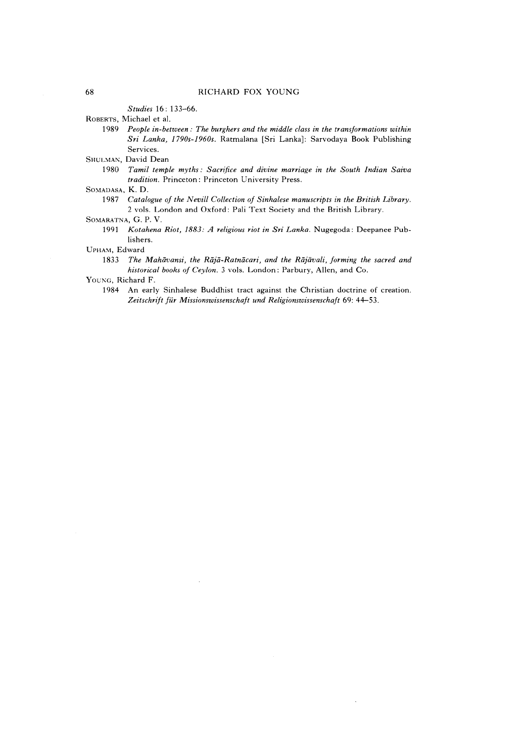*Studies* 16: 133–66.

ROBERTS, Michael et al.

1989 *People in-between: The burghers and the middle class in the transformations within Sri Lanka, 1790s-1960s.* Ratmalana [Sri Lanka]: Sarvodaya Book Publishing Services.

SHULMAN, David Dean

1980 *Tamil temple myths: Sacrifice and divine marriage in the South Indian Saiva tradition.* Princeton: Princeton University Press.

SOMADASA, K. D.

1987 *Catalogue of the Nevill Collection of Sinhalese manuscripts in the British Library.* 2 vols. London and Oxford: Pali Text Society and the British Library.

SOMARATNA, G. P. V.

1991 *Kotahena Riot, 1883: A religious riot in Sri Lanka.* Nugegoda: Deepanee Publishers.

UPHAM, Edward

1833 *The Mahāvansi, the Rājā-Ratnācari, and the Rājāvali, forming the sacred and historical books of Ceylon.* 3 vols. London: Parbury, Allen, and Co.

YOUNG, Richard F.

1984 An early Sinhalese Buddhist tract against the Christian doctrine of creation. *Zeitschrift für Missionswissenschaft und Religionswissenschaft* 69: 44–53.